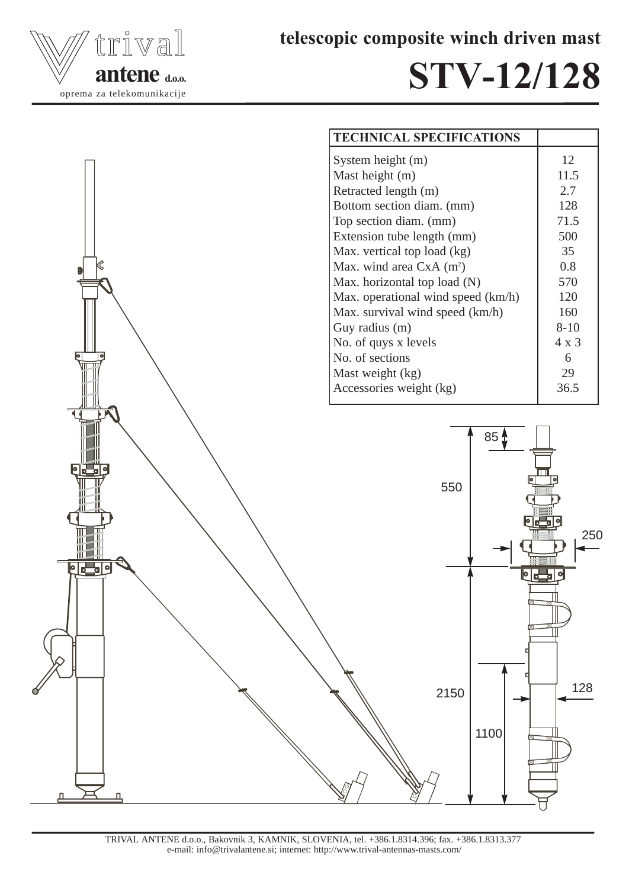trival antene d.o.o.

oprema za telekomunikacije

# telescopic composite winch driven mast

# STV-12/128

| TECHNICAL SPECIFICATIONS | |
|---|---|
| System height (m) | 12 |
| Mast height (m) | 11.5 |
| Retracted length (m) | 2.7 |
| Bottom section diam. (mm) | 128 |
| Top section diam. (mm) | 71.5 |
| Extension tube length (mm) | 500 |
| Max. vertical top load (kg) | 35 |
| Max. wind area CxA ($m^2$) | 0.8 |
| Max. horizontal top load (N) | 570 |
| Max. operational wind speed (km/h) | 120 |
| Max. survival wind speed (km/h) | 160 |
| Guy radius (m) | 8-10 |
| No. of quys x levels | 4 x 3 |
| No. of sections | 6 |
| Mast weight (kg) | 29 |
| Accessories weight (kg) | 36.5 |

85

550

250

2150

1100

128

TRIVAL ANTENE d.o.o., Bakovnik 3, KAMNIK, SLOVENIA, tel. +386.1.8314.396; fax. +386.1.8313.377
e-mail: info@trivalantene.si; internet: http://www.trival-antennas-masts.com/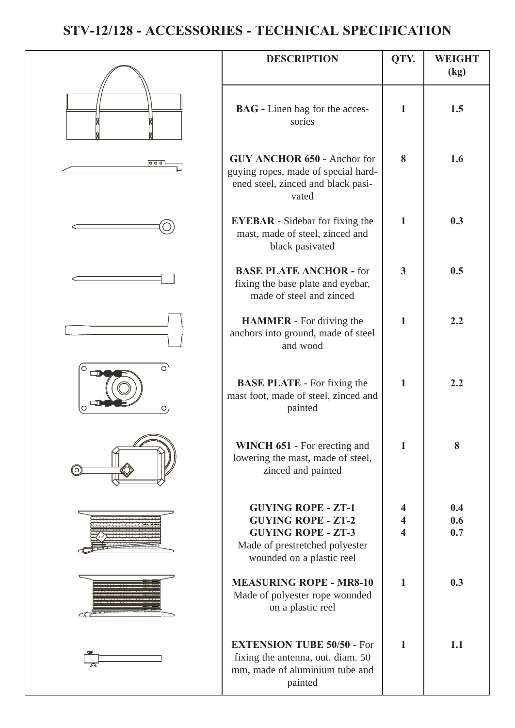# STV-12/128 - ACCESSORIES - TECHNICAL SPECIFICATION

| | DESCRIPTION | QTY. | WEIGHT (kg) |
|---|---|---|---|
| | **BAG -** Linen bag for the accessories | **1** | **1.5** |
| | **GUY ANCHOR 650** - Anchor for guying ropes, made of special hardened steel, zinced and black pasivated | **8** | **1.6** |
| | **EYEBAR** - Sidebar for fixing the mast, made of steel, zinced and black pasivated | **1** | **0.3** |
| | **BASE PLATE ANCHOR -** for fixing the base plate and eyebar, made of steel and zinced | **3** | **0.5** |
| | **HAMMER** - For driving the anchors into ground, made of steel and wood | **1** | **2.2** |
| | **BASE PLATE** - For fixing the mast foot, made of steel, zinced and painted | **1** | **2.2** |
| | **WINCH 651** - For erecting and lowering the mast, made of steel, zinced and painted | **1** | **8** |
| | **GUYING ROPE - ZT-1**<br>**GUYING ROPE - ZT-2**<br>**GUYING ROPE - ZT-3**<br>Made of prestretched polyester wounded on a plastic reel | **4**<br>**4**<br>**4** | **0.4**<br>**0.6**<br>**0.7** |
| | **MEASURING ROPE - MR8-10** Made of polyester rope wounded on a plastic reel | **1** | **0.3** |
| | **EXTENSION TUBE 50/50** - For fixing the antenna, out. diam. 50 mm, made of aluminium tube and painted | **1** | **1.1** |